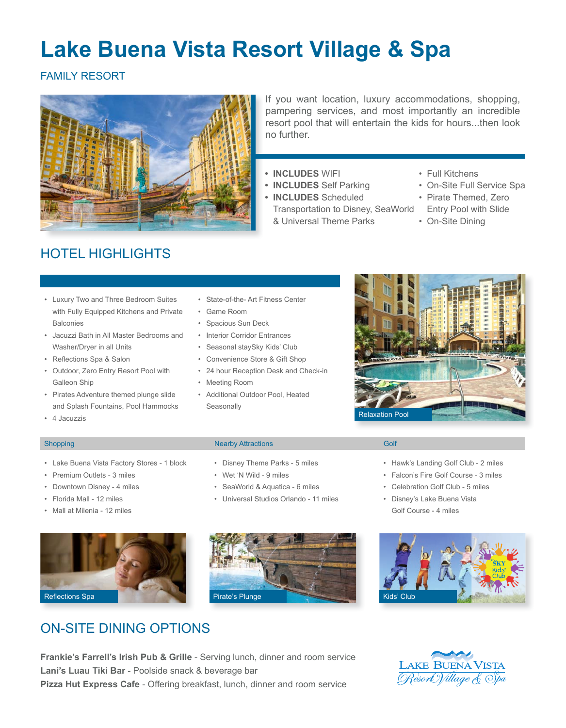# Lake Buena Vista Resort Village & Spa

FAMILY RESORT

If you want location, luxury accommodations, shopping, pampering services, and most importantly an incredible resort pool that will entertain the kids for hours...then look no further.

- **INCLUDES** WIFI
- **INCLUDES** Self Parking
- **INCLUDES** Scheduled Transportation to Disney, SeaWorld & Universal Theme Parks
- Full Kitchens
- On-Site Full Service Spa
- Pirate Themed, Zero Entry Pool with Slide
- On-Site Dining

## HOTEL HIGHLIGHTS

- Luxury Two and Three Bedroom Suites with Fully Equipped Kitchens and Private Balconies
- Jacuzzi Bath in All Master Bedrooms and Washer/Dryer in all Units
- Reflections Spa & Salon
- Outdoor, Zero Entry Resort Pool with Galleon Ship
- Pirates Adventure themed plunge slide and Splash Fountains, Pool Hammocks
- 4 Jacuzzis
- State-of-the- Art Fitness Center
- Game Room
- Spacious Sun Deck
- Interior Corridor Entrances
- Seasonal staySky Kids' Club
- Convenience Store & Gift Shop
- 24 hour Reception Desk and Check-in
- Meeting Room
- Additional Outdoor Pool, Heated Seasonally

Relaxation Pool

### Shopping

- Lake Buena Vista Factory Stores - 1 block
- Premium Outlets - 3 miles
- Downtown Disney - 4 miles
- Florida Mall - 12 miles
- Mall at Milenia - 12 miles

### Nearby Attractions

- Disney Theme Parks - 5 miles
- Wet 'N Wild - 9 miles
- SeaWorld & Aquatica - 6 miles
- Universal Studios Orlando - 11 miles

### Golf

- Hawk's Landing Golf Club - 2 miles
- Falcon's Fire Golf Course - 3 miles
- Celebration Golf Club - 5 miles
- Disney's Lake Buena Vista Golf Course - 4 miles

Reflections Spa

Pirate's Plunge

Kids' Club

## ON-SITE DINING OPTIONS

**Frankie's Farrell's Irish Pub & Grille** - Serving lunch, dinner and room service
**Lani's Luau Tiki Bar** - Poolside snack & beverage bar
**Pizza Hut Express Cafe** - Offering breakfast, lunch, dinner and room service

Lake Buena Vista Resort Village & Spa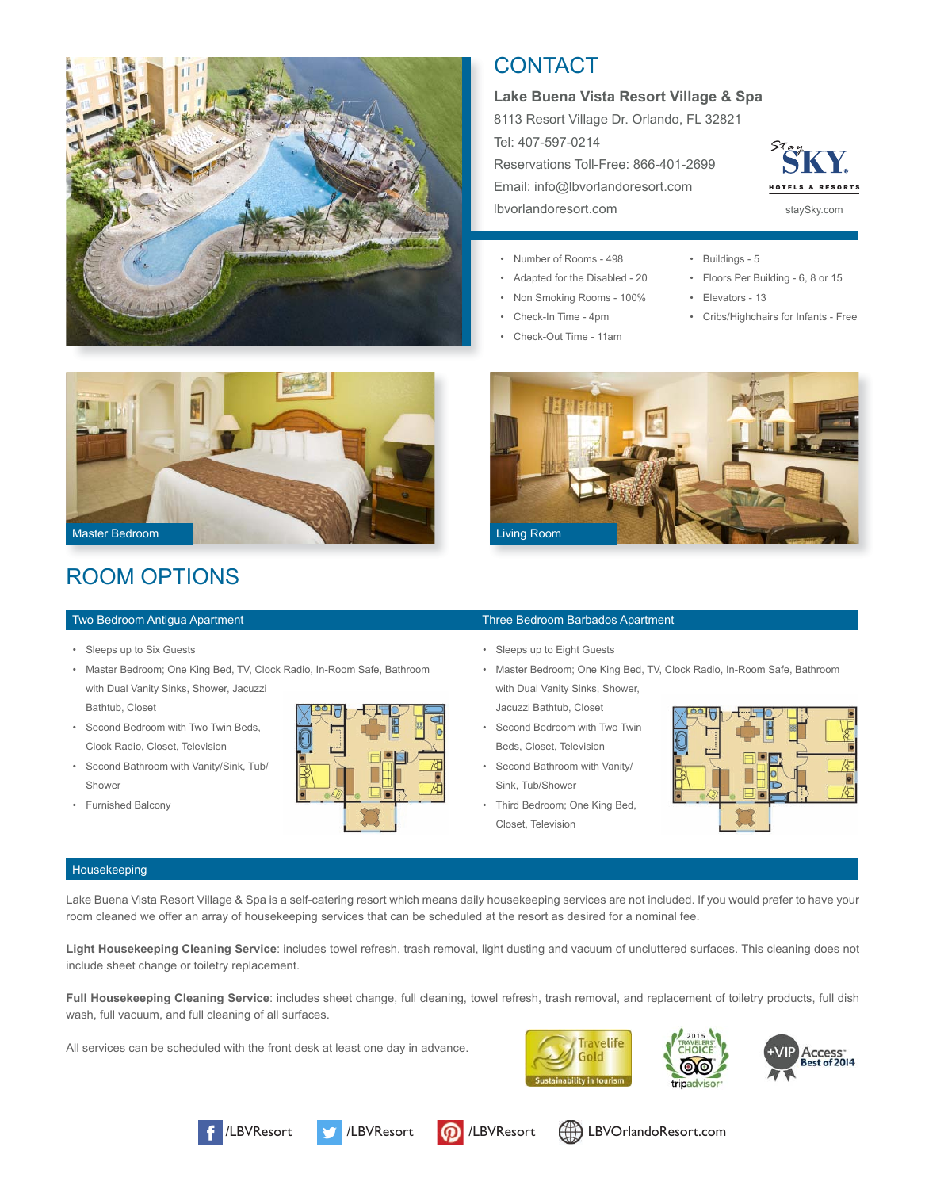## CONTACT

**Lake Buena Vista Resort Village & Spa**

8113 Resort Village Dr. Orlando, FL 32821

Tel: 407-597-0214

Reservations Toll-Free: 866-401-2699

Email: info@lbvorlandoresort.com

lbvorlandoresort.com

Stay SKY. HOTELS & RESORTS

staySky.com

- Number of Rooms - 498
- Adapted for the Disabled - 20
- Non Smoking Rooms - 100%
- Check-In Time - 4pm
- Check-Out Time - 11am
- Buildings - 5
- Floors Per Building - 6, 8 or 15
- Elevators - 13
- Cribs/Highchairs for Infants - Free

Master Bedroom

Living Room

# ROOM OPTIONS

### Two Bedroom Antigua Apartment

- Sleeps up to Six Guests
- Master Bedroom; One King Bed, TV, Clock Radio, In-Room Safe, Bathroom with Dual Vanity Sinks, Shower, Jacuzzi Bathtub, Closet
- Second Bedroom with Two Twin Beds, Clock Radio, Closet, Television
- Second Bathroom with Vanity/Sink, Tub/Shower
- Furnished Balcony

### Three Bedroom Barbados Apartment

- Sleeps up to Eight Guests
- Master Bedroom; One King Bed, TV, Clock Radio, In-Room Safe, Bathroom with Dual Vanity Sinks, Shower, Jacuzzi Bathtub, Closet
- Second Bedroom with Two Twin Beds, Closet, Television
- Second Bathroom with Vanity/Sink, Tub/Shower
- Third Bedroom; One King Bed, Closet, Television

### Housekeeping

Lake Buena Vista Resort Village & Spa is a self-catering resort which means daily housekeeping services are not included. If you would prefer to have your room cleaned we offer an array of housekeeping services that can be scheduled at the resort as desired for a nominal fee.

**Light Housekeeping Cleaning Service**: includes towel refresh, trash removal, light dusting and vacuum of uncluttered surfaces. This cleaning does not include sheet change or toiletry replacement.

**Full Housekeeping Cleaning Service**: includes sheet change, full cleaning, towel refresh, trash removal, and replacement of toiletry products, full dish wash, full vacuum, and full cleaning of all surfaces.

All services can be scheduled with the front desk at least one day in advance.

Travelife Gold Sustainability in tourism

2015 Travelers' Choice tripadvisor

+VIP Access Best of 2014

/LBVResort /LBVResort /LBVResort LBVOrlandoResort.com